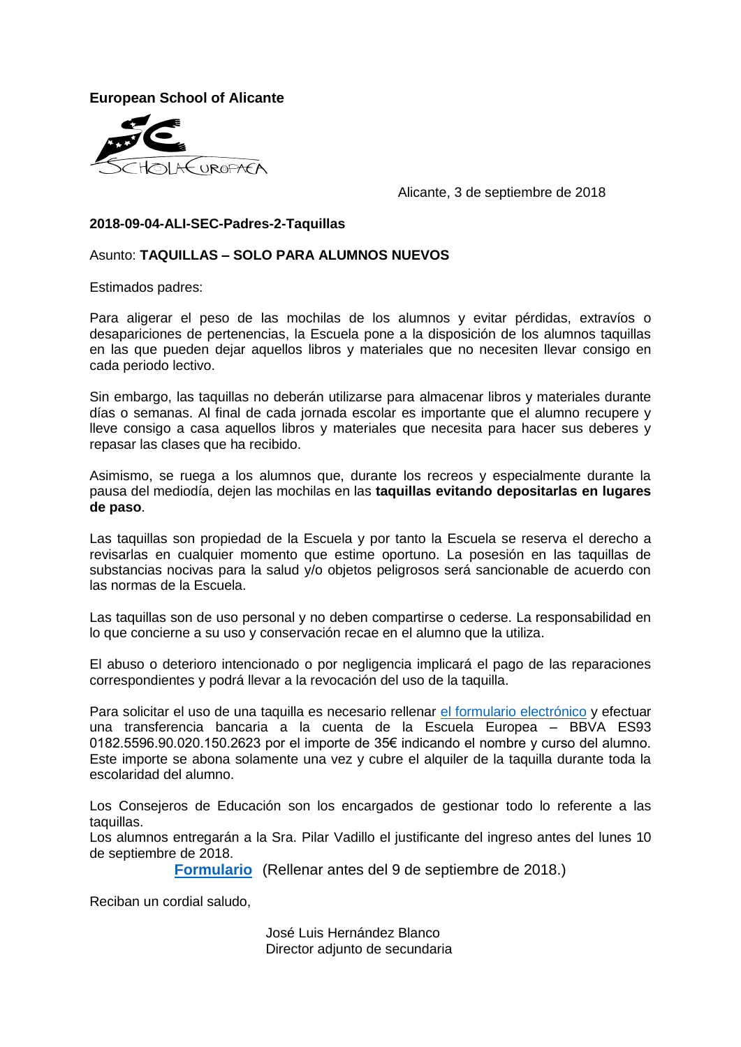**European School of Alicante**

Alicante, 3 de septiembre de 2018

**2018-09-04-ALI-SEC-Padres-2-Taquillas**

Asunto: **TAQUILLAS – SOLO PARA ALUMNOS NUEVOS**

Estimados padres:

Para aligerar el peso de las mochilas de los alumnos y evitar pérdidas, extravíos o desapariciones de pertenencias, la Escuela pone a la disposición de los alumnos taquillas en las que pueden dejar aquellos libros y materiales que no necesiten llevar consigo en cada periodo lectivo.

Sin embargo, las taquillas no deberán utilizarse para almacenar libros y materiales durante días o semanas. Al final de cada jornada escolar es importante que el alumno recupere y lleve consigo a casa aquellos libros y materiales que necesita para hacer sus deberes y repasar las clases que ha recibido.

Asimismo, se ruega a los alumnos que, durante los recreos y especialmente durante la pausa del mediodía, dejen las mochilas en las **taquillas evitando depositarlas en lugares de paso**.

Las taquillas son propiedad de la Escuela y por tanto la Escuela se reserva el derecho a revisarlas en cualquier momento que estime oportuno. La posesión en las taquillas de substancias nocivas para la salud y/o objetos peligrosos será sancionable de acuerdo con las normas de la Escuela.

Las taquillas son de uso personal y no deben compartirse o cederse. La responsabilidad en lo que concierne a su uso y conservación recae en el alumno que la utiliza.

El abuso o deterioro intencionado o por negligencia implicará el pago de las reparaciones correspondientes y podrá llevar a la revocación del uso de la taquilla.

Para solicitar el uso de una taquilla es necesario rellenar el formulario electrónico y efectuar una transferencia bancaria a la cuenta de la Escuela Europea – BBVA ES93 0182.5596.90.020.150.2623 por el importe de 35€ indicando el nombre y curso del alumno. Este importe se abona solamente una vez y cubre el alquiler de la taquilla durante toda la escolaridad del alumno.

Los Consejeros de Educación son los encargados de gestionar todo lo referente a las taquillas.
Los alumnos entregarán a la Sra. Pilar Vadillo el justificante del ingreso antes del lunes 10 de septiembre de 2018.

**Formulario** (Rellenar antes del 9 de septiembre de 2018.)

Reciban un cordial saludo,

José Luis Hernández Blanco
Director adjunto de secundaria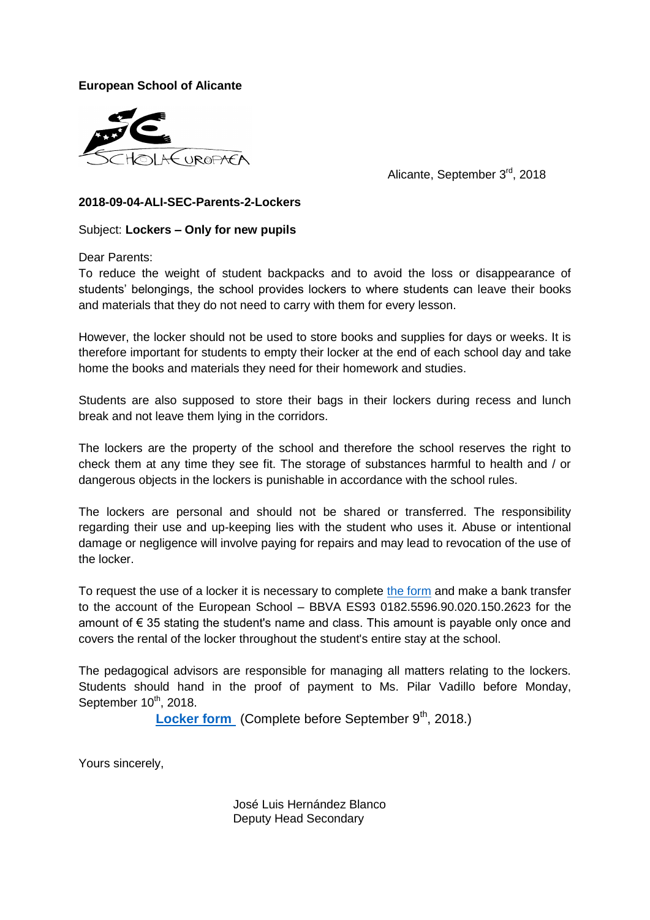**European School of Alicante**

Alicante, September 3rd, 2018

**2018-09-04-ALI-SEC-Parents-2-Lockers**

Subject: **Lockers – Only for new pupils**

Dear Parents:

To reduce the weight of student backpacks and to avoid the loss or disappearance of students' belongings, the school provides lockers to where students can leave their books and materials that they do not need to carry with them for every lesson.

However, the locker should not be used to store books and supplies for days or weeks. It is therefore important for students to empty their locker at the end of each school day and take home the books and materials they need for their homework and studies.

Students are also supposed to store their bags in their lockers during recess and lunch break and not leave them lying in the corridors.

The lockers are the property of the school and therefore the school reserves the right to check them at any time they see fit. The storage of substances harmful to health and / or dangerous objects in the lockers is punishable in accordance with the school rules.

The lockers are personal and should not be shared or transferred. The responsibility regarding their use and up-keeping lies with the student who uses it. Abuse or intentional damage or negligence will involve paying for repairs and may lead to revocation of the use of the locker.

To request the use of a locker it is necessary to complete the form and make a bank transfer to the account of the European School – BBVA ES93 0182.5596.90.020.150.2623 for the amount of € 35 stating the student's name and class. This amount is payable only once and covers the rental of the locker throughout the student's entire stay at the school.

The pedagogical advisors are responsible for managing all matters relating to the lockers. Students should hand in the proof of payment to Ms. Pilar Vadillo before Monday, September 10th, 2018.

**Locker form** (Complete before September 9th, 2018.)

Yours sincerely,

José Luis Hernández Blanco
Deputy Head Secondary